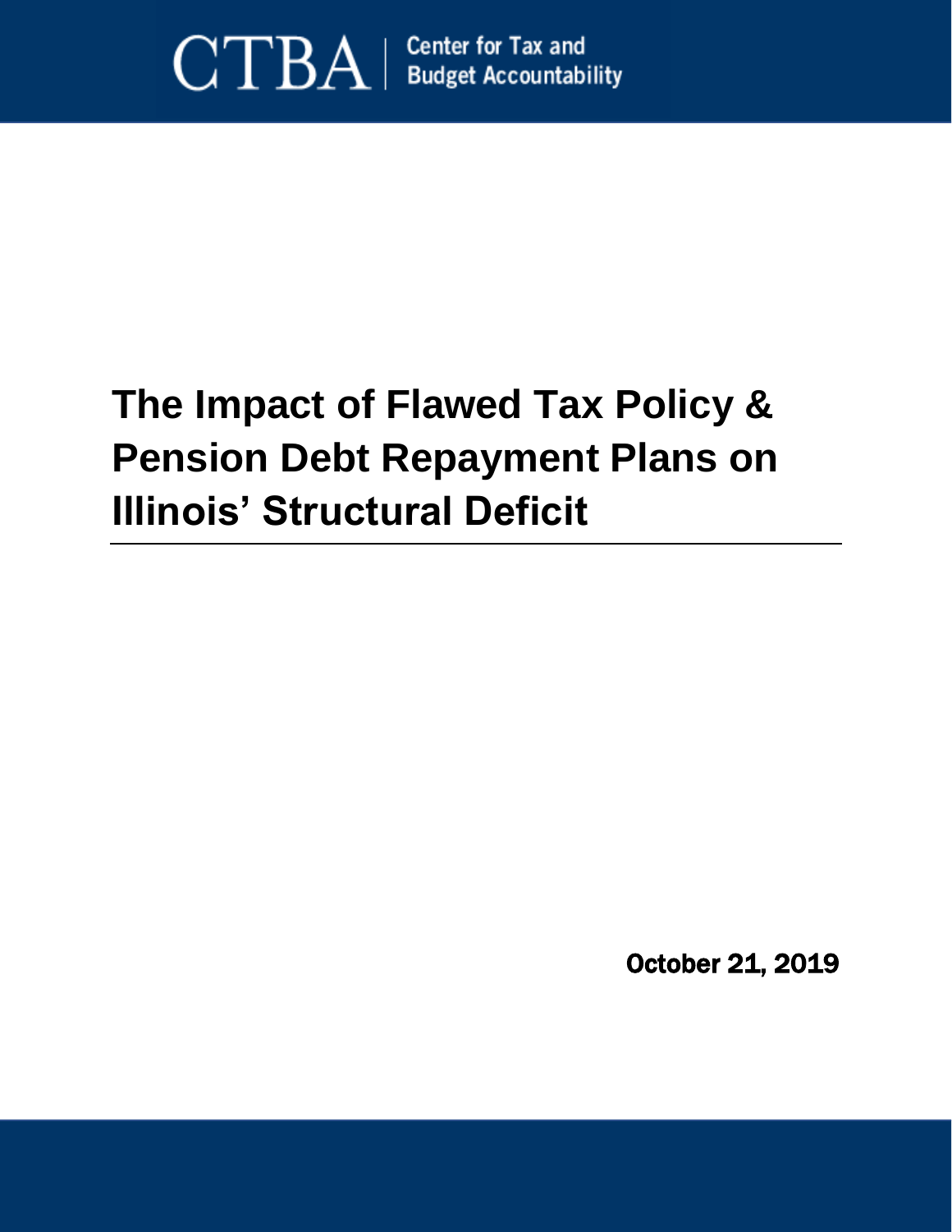CTBA | Center for Tax and Budget Accountability

# The Impact of Flawed Tax Policy & Pension Debt Repayment Plans on Illinois' Structural Deficit

October 21, 2019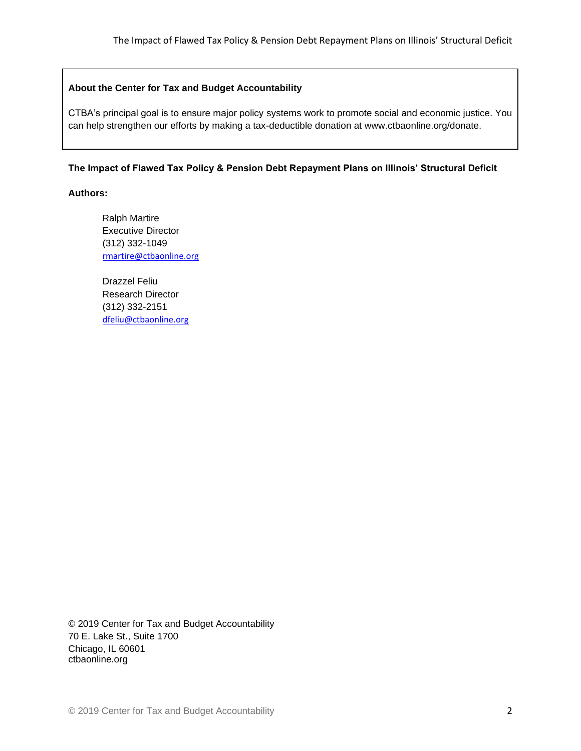**About the Center for Tax and Budget Accountability**

CTBA's principal goal is to ensure major policy systems work to promote social and economic justice. You can help strengthen our efforts by making a tax-deductible donation at www.ctbaonline.org/donate.

**The Impact of Flawed Tax Policy & Pension Debt Repayment Plans on Illinois' Structural Deficit**

**Authors:**

Ralph Martire
Executive Director
(312) 332-1049
rmartire@ctbaonline.org

Drazzel Feliu
Research Director
(312) 332-2151
dfeliu@ctbaonline.org

© 2019 Center for Tax and Budget Accountability
70 E. Lake St., Suite 1700
Chicago, IL 60601
ctbaonline.org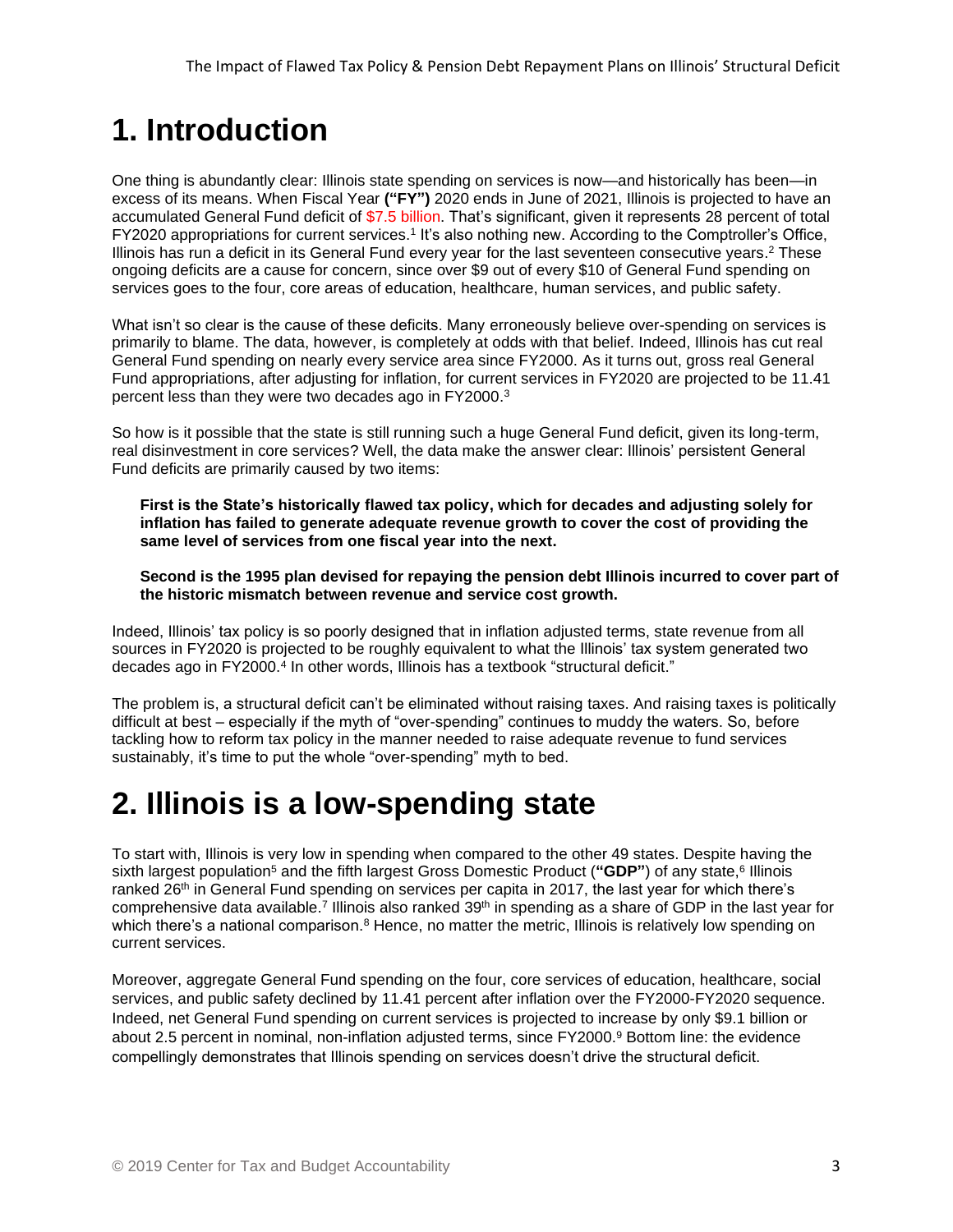# 1. Introduction

One thing is abundantly clear: Illinois state spending on services is now—and historically has been—in excess of its means. When Fiscal Year **("FY")** 2020 ends in June of 2021, Illinois is projected to have an accumulated General Fund deficit of $7.5 billion. That's significant, given it represents 28 percent of total FY2020 appropriations for current services.[1] It's also nothing new. According to the Comptroller's Office, Illinois has run a deficit in its General Fund every year for the last seventeen consecutive years.[2] These ongoing deficits are a cause for concern, since over $9 out of every $10 of General Fund spending on services goes to the four, core areas of education, healthcare, human services, and public safety.

What isn't so clear is the cause of these deficits. Many erroneously believe over-spending on services is primarily to blame. The data, however, is completely at odds with that belief. Indeed, Illinois has cut real General Fund spending on nearly every service area since FY2000. As it turns out, gross real General Fund appropriations, after adjusting for inflation, for current services in FY2020 are projected to be 11.41 percent less than they were two decades ago in FY2000.[3]

So how is it possible that the state is still running such a huge General Fund deficit, given its long-term, real disinvestment in core services? Well, the data make the answer clear: Illinois' persistent General Fund deficits are primarily caused by two items:

> **First is the State's historically flawed tax policy, which for decades and adjusting solely for inflation has failed to generate adequate revenue growth to cover the cost of providing the same level of services from one fiscal year into the next.**
>
> **Second is the 1995 plan devised for repaying the pension debt Illinois incurred to cover part of the historic mismatch between revenue and service cost growth.**

Indeed, Illinois' tax policy is so poorly designed that in inflation adjusted terms, state revenue from all sources in FY2020 is projected to be roughly equivalent to what the Illinois' tax system generated two decades ago in FY2000.[4] In other words, Illinois has a textbook "structural deficit."

The problem is, a structural deficit can't be eliminated without raising taxes. And raising taxes is politically difficult at best – especially if the myth of "over-spending" continues to muddy the waters. So, before tackling how to reform tax policy in the manner needed to raise adequate revenue to fund services sustainably, it's time to put the whole "over-spending" myth to bed.

# 2. Illinois is a low-spending state

To start with, Illinois is very low in spending when compared to the other 49 states. Despite having the sixth largest population[5] and the fifth largest Gross Domestic Product (**"GDP"**) of any state,[6] Illinois ranked 26th in General Fund spending on services per capita in 2017, the last year for which there's comprehensive data available.[7] Illinois also ranked 39th in spending as a share of GDP in the last year for which there's a national comparison.[8] Hence, no matter the metric, Illinois is relatively low spending on current services.

Moreover, aggregate General Fund spending on the four, core services of education, healthcare, social services, and public safety declined by 11.41 percent after inflation over the FY2000-FY2020 sequence. Indeed, net General Fund spending on current services is projected to increase by only $9.1 billion or about 2.5 percent in nominal, non-inflation adjusted terms, since FY2000.[9] Bottom line: the evidence compellingly demonstrates that Illinois spending on services doesn't drive the structural deficit.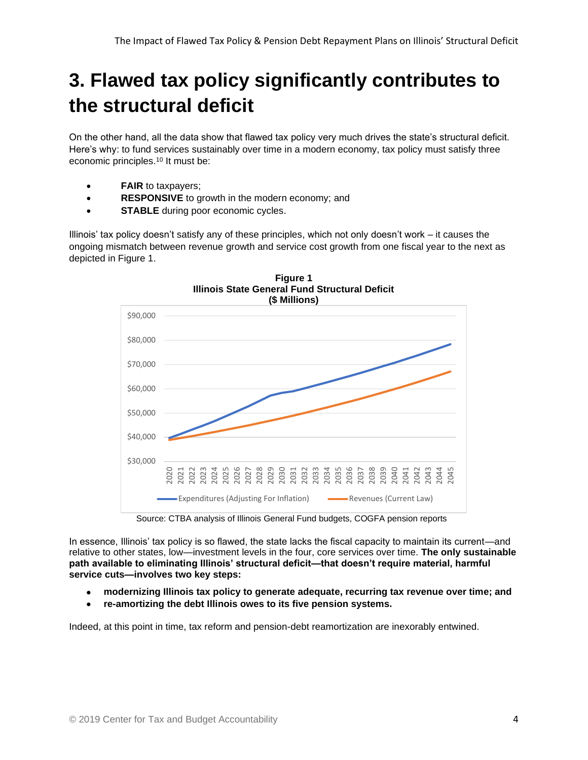# 3. Flawed tax policy significantly contributes to the structural deficit

On the other hand, all the data show that flawed tax policy very much drives the state's structural deficit. Here's why: to fund services sustainably over time in a modern economy, tax policy must satisfy three economic principles.[10] It must be:

- **FAIR** to taxpayers;
- **RESPONSIVE** to growth in the modern economy; and
- **STABLE** during poor economic cycles.

Illinois' tax policy doesn't satisfy any of these principles, which not only doesn't work – it causes the ongoing mismatch between revenue growth and service cost growth from one fiscal year to the next as depicted in Figure 1.

**Figure 1**
**Illinois State General Fund Structural Deficit**
**($ Millions)**

Source: CTBA analysis of Illinois General Fund budgets, COGFA pension reports

In essence, Illinois' tax policy is so flawed, the state lacks the fiscal capacity to maintain its current—and relative to other states, low—investment levels in the four, core services over time. **The only sustainable path available to eliminating Illinois' structural deficit—that doesn't require material, harmful service cuts—involves two key steps:**

- **modernizing Illinois tax policy to generate adequate, recurring tax revenue over time; and**
- **re-amortizing the debt Illinois owes to its five pension systems.**

Indeed, at this point in time, tax reform and pension-debt reamortization are inexorably entwined.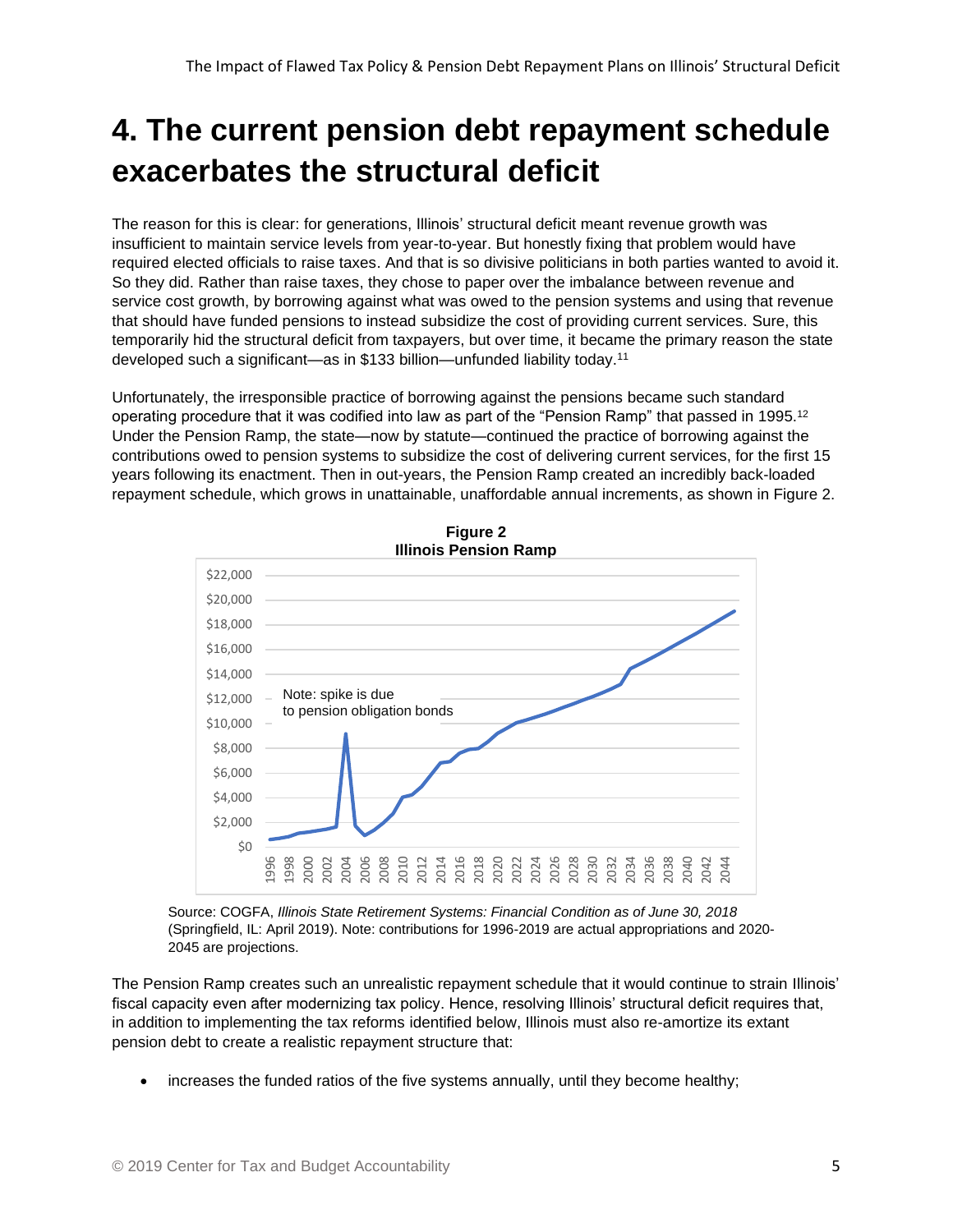# 4. The current pension debt repayment schedule exacerbates the structural deficit

The reason for this is clear: for generations, Illinois' structural deficit meant revenue growth was insufficient to maintain service levels from year-to-year. But honestly fixing that problem would have required elected officials to raise taxes. And that is so divisive politicians in both parties wanted to avoid it. So they did. Rather than raise taxes, they chose to paper over the imbalance between revenue and service cost growth, by borrowing against what was owed to the pension systems and using that revenue that should have funded pensions to instead subsidize the cost of providing current services. Sure, this temporarily hid the structural deficit from taxpayers, but over time, it became the primary reason the state developed such a significant—as in $133 billion—unfunded liability today.[11]

Unfortunately, the irresponsible practice of borrowing against the pensions became such standard operating procedure that it was codified into law as part of the "Pension Ramp" that passed in 1995.[12] Under the Pension Ramp, the state—now by statute—continued the practice of borrowing against the contributions owed to pension systems to subsidize the cost of delivering current services, for the first 15 years following its enactment. Then in out-years, the Pension Ramp created an incredibly back-loaded repayment schedule, which grows in unattainable, unaffordable annual increments, as shown in Figure 2.

**Figure 2**
**Illinois Pension Ramp**

Note: spike is due to pension obligation bonds

Source: COGFA, *Illinois State Retirement Systems: Financial Condition as of June 30, 2018* (Springfield, IL: April 2019). Note: contributions for 1996-2019 are actual appropriations and 2020-2045 are projections.

The Pension Ramp creates such an unrealistic repayment schedule that it would continue to strain Illinois' fiscal capacity even after modernizing tax policy. Hence, resolving Illinois' structural deficit requires that, in addition to implementing the tax reforms identified below, Illinois must also re-amortize its extant pension debt to create a realistic repayment structure that:

- increases the funded ratios of the five systems annually, until they become healthy;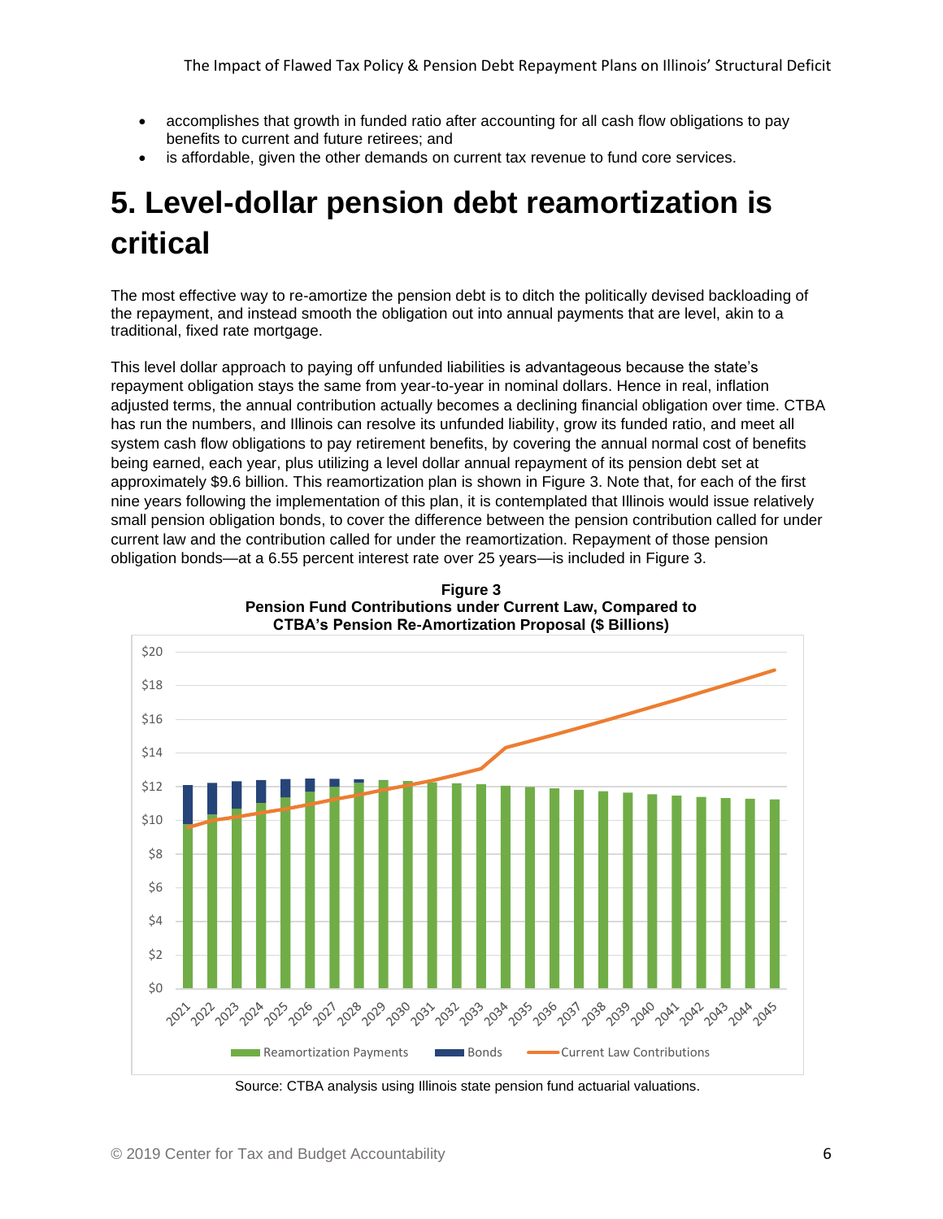- accomplishes that growth in funded ratio after accounting for all cash flow obligations to pay benefits to current and future retirees; and
- is affordable, given the other demands on current tax revenue to fund core services.

# 5. Level-dollar pension debt reamortization is critical

The most effective way to re-amortize the pension debt is to ditch the politically devised backloading of the repayment, and instead smooth the obligation out into annual payments that are level, akin to a traditional, fixed rate mortgage.

This level dollar approach to paying off unfunded liabilities is advantageous because the state's repayment obligation stays the same from year-to-year in nominal dollars. Hence in real, inflation adjusted terms, the annual contribution actually becomes a declining financial obligation over time. CTBA has run the numbers, and Illinois can resolve its unfunded liability, grow its funded ratio, and meet all system cash flow obligations to pay retirement benefits, by covering the annual normal cost of benefits being earned, each year, plus utilizing a level dollar annual repayment of its pension debt set at approximately $9.6 billion. This reamortization plan is shown in Figure 3. Note that, for each of the first nine years following the implementation of this plan, it is contemplated that Illinois would issue relatively small pension obligation bonds, to cover the difference between the pension contribution called for under current law and the contribution called for under the reamortization. Repayment of those pension obligation bonds—at a 6.55 percent interest rate over 25 years—is included in Figure 3.

**Figure 3**
**Pension Fund Contributions under Current Law, Compared to CTBA's Pension Re-Amortization Proposal ($ Billions)**

Source: CTBA analysis using Illinois state pension fund actuarial valuations.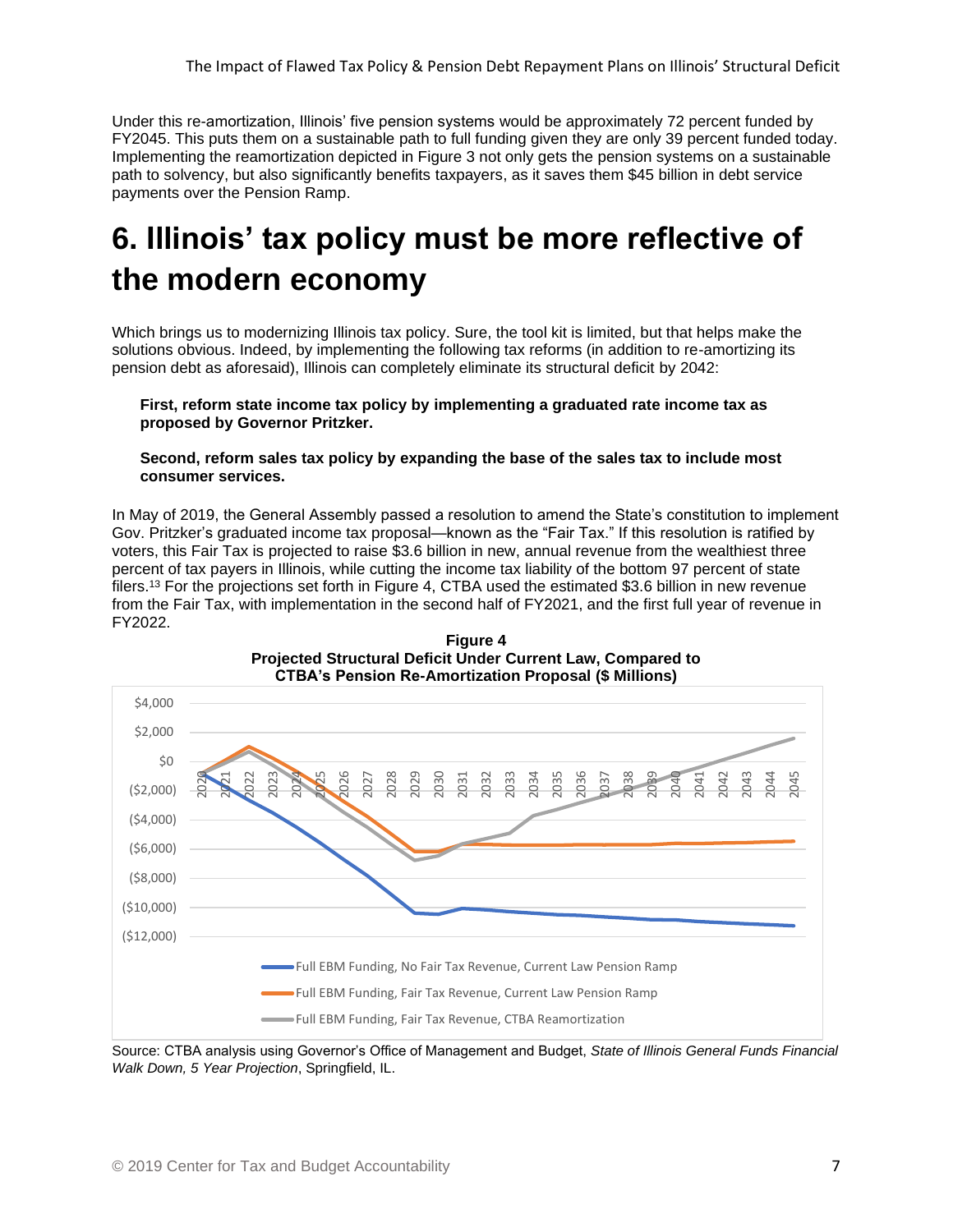Under this re-amortization, Illinois' five pension systems would be approximately 72 percent funded by FY2045. This puts them on a sustainable path to full funding given they are only 39 percent funded today. Implementing the reamortization depicted in Figure 3 not only gets the pension systems on a sustainable path to solvency, but also significantly benefits taxpayers, as it saves them $45 billion in debt service payments over the Pension Ramp.

# 6. Illinois' tax policy must be more reflective of the modern economy

Which brings us to modernizing Illinois tax policy. Sure, the tool kit is limited, but that helps make the solutions obvious. Indeed, by implementing the following tax reforms (in addition to re-amortizing its pension debt as aforesaid), Illinois can completely eliminate its structural deficit by 2042:

> **First, reform state income tax policy by implementing a graduated rate income tax as proposed by Governor Pritzker.**
>
> **Second, reform sales tax policy by expanding the base of the sales tax to include most consumer services.**

In May of 2019, the General Assembly passed a resolution to amend the State's constitution to implement Gov. Pritzker's graduated income tax proposal—known as the "Fair Tax." If this resolution is ratified by voters, this Fair Tax is projected to raise $3.6 billion in new, annual revenue from the wealthiest three percent of tax payers in Illinois, while cutting the income tax liability of the bottom 97 percent of state filers.[13] For the projections set forth in Figure 4, CTBA used the estimated $3.6 billion in new revenue from the Fair Tax, with implementation in the second half of FY2021, and the first full year of revenue in FY2022.

**Figure 4**
**Projected Structural Deficit Under Current Law, Compared to CTBA's Pension Re-Amortization Proposal ($ Millions)**

Source: CTBA analysis using Governor's Office of Management and Budget, *State of Illinois General Funds Financial Walk Down, 5 Year Projection*, Springfield, IL.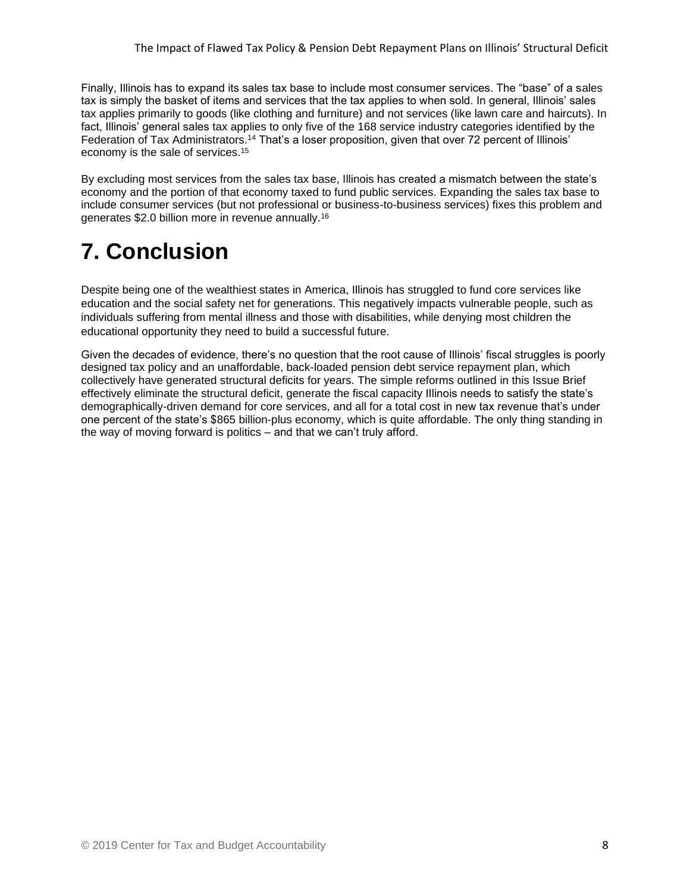Finally, Illinois has to expand its sales tax base to include most consumer services. The "base" of a sales tax is simply the basket of items and services that the tax applies to when sold. In general, Illinois' sales tax applies primarily to goods (like clothing and furniture) and not services (like lawn care and haircuts). In fact, Illinois' general sales tax applies to only five of the 168 service industry categories identified by the Federation of Tax Administrators.[14] That's a loser proposition, given that over 72 percent of Illinois' economy is the sale of services.[15]

By excluding most services from the sales tax base, Illinois has created a mismatch between the state's economy and the portion of that economy taxed to fund public services. Expanding the sales tax base to include consumer services (but not professional or business-to-business services) fixes this problem and generates $2.0 billion more in revenue annually.[16]

# 7. Conclusion

Despite being one of the wealthiest states in America, Illinois has struggled to fund core services like education and the social safety net for generations. This negatively impacts vulnerable people, such as individuals suffering from mental illness and those with disabilities, while denying most children the educational opportunity they need to build a successful future.

Given the decades of evidence, there's no question that the root cause of Illinois' fiscal struggles is poorly designed tax policy and an unaffordable, back-loaded pension debt service repayment plan, which collectively have generated structural deficits for years. The simple reforms outlined in this Issue Brief effectively eliminate the structural deficit, generate the fiscal capacity Illinois needs to satisfy the state's demographically-driven demand for core services, and all for a total cost in new tax revenue that's under one percent of the state's $865 billion-plus economy, which is quite affordable. The only thing standing in the way of moving forward is politics – and that we can't truly afford.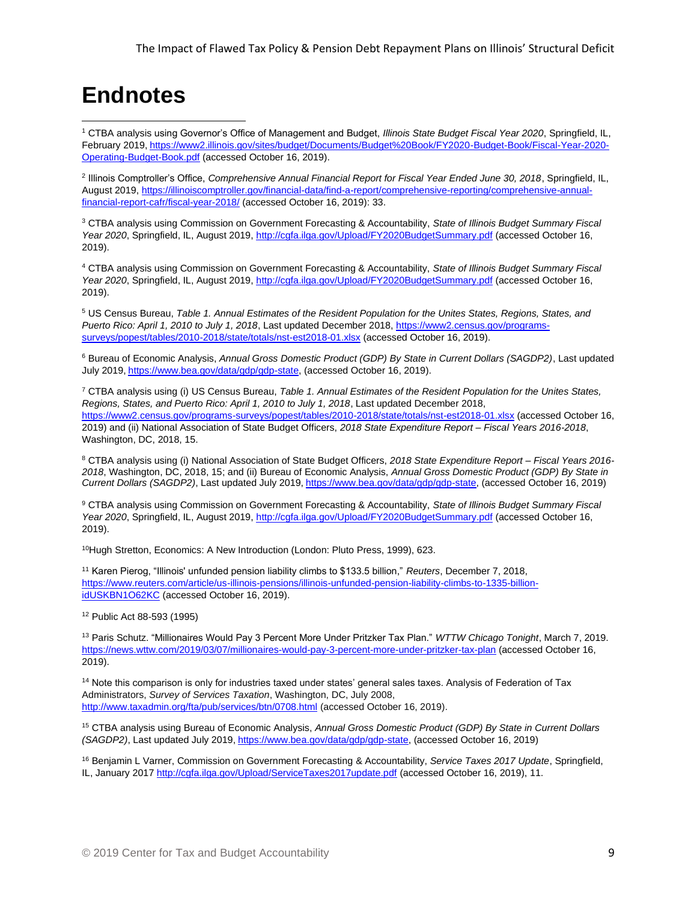# Endnotes

[1] CTBA analysis using Governor's Office of Management and Budget, *Illinois State Budget Fiscal Year 2020*, Springfield, IL, February 2019, https://www2.illinois.gov/sites/budget/Documents/Budget%20Book/FY2020-Budget-Book/Fiscal-Year-2020-Operating-Budget-Book.pdf (accessed October 16, 2019).

[2] Illinois Comptroller's Office, *Comprehensive Annual Financial Report for Fiscal Year Ended June 30, 2018*, Springfield, IL, August 2019, https://illinoiscomptroller.gov/financial-data/find-a-report/comprehensive-reporting/comprehensive-annual-financial-report-cafr/fiscal-year-2018/ (accessed October 16, 2019): 33.

[3] CTBA analysis using Commission on Government Forecasting & Accountability, *State of Illinois Budget Summary Fiscal Year 2020*, Springfield, IL, August 2019, http://cgfa.ilga.gov/Upload/FY2020BudgetSummary.pdf (accessed October 16, 2019).

[4] CTBA analysis using Commission on Government Forecasting & Accountability, *State of Illinois Budget Summary Fiscal Year 2020*, Springfield, IL, August 2019, http://cgfa.ilga.gov/Upload/FY2020BudgetSummary.pdf (accessed October 16, 2019).

[5] US Census Bureau, *Table 1. Annual Estimates of the Resident Population for the Unites States, Regions, States, and Puerto Rico: April 1, 2010 to July 1, 2018*, Last updated December 2018, https://www2.census.gov/programs-surveys/popest/tables/2010-2018/state/totals/nst-est2018-01.xlsx (accessed October 16, 2019).

[6] Bureau of Economic Analysis, *Annual Gross Domestic Product (GDP) By State in Current Dollars (SAGDP2)*, Last updated July 2019, https://www.bea.gov/data/gdp/gdp-state, (accessed October 16, 2019).

[7] CTBA analysis using (i) US Census Bureau, *Table 1. Annual Estimates of the Resident Population for the Unites States, Regions, States, and Puerto Rico: April 1, 2010 to July 1, 2018*, Last updated December 2018, https://www2.census.gov/programs-surveys/popest/tables/2010-2018/state/totals/nst-est2018-01.xlsx (accessed October 16, 2019) and (ii) National Association of State Budget Officers, *2018 State Expenditure Report – Fiscal Years 2016-2018*, Washington, DC, 2018, 15.

[8] CTBA analysis using (i) National Association of State Budget Officers, *2018 State Expenditure Report – Fiscal Years 2016-2018*, Washington, DC, 2018, 15; and (ii) Bureau of Economic Analysis, *Annual Gross Domestic Product (GDP) By State in Current Dollars (SAGDP2)*, Last updated July 2019, https://www.bea.gov/data/gdp/gdp-state, (accessed October 16, 2019)

[9] CTBA analysis using Commission on Government Forecasting & Accountability, *State of Illinois Budget Summary Fiscal Year 2020*, Springfield, IL, August 2019, http://cgfa.ilga.gov/Upload/FY2020BudgetSummary.pdf (accessed October 16, 2019).

[10] Hugh Stretton, Economics: A New Introduction (London: Pluto Press, 1999), 623.

[11] Karen Pierog, "Illinois' unfunded pension liability climbs to $133.5 billion," *Reuters*, December 7, 2018, https://www.reuters.com/article/us-illinois-pensions/illinois-unfunded-pension-liability-climbs-to-1335-billion-idUSKBN1O62KC (accessed October 16, 2019).

[12] Public Act 88-593 (1995)

[13] Paris Schutz. "Millionaires Would Pay 3 Percent More Under Pritzker Tax Plan." *WTTW Chicago Tonight*, March 7, 2019. https://news.wttw.com/2019/03/07/millionaires-would-pay-3-percent-more-under-pritzker-tax-plan (accessed October 16, 2019).

[14] Note this comparison is only for industries taxed under states' general sales taxes. Analysis of Federation of Tax Administrators, *Survey of Services Taxation*, Washington, DC, July 2008, http://www.taxadmin.org/fta/pub/services/btn/0708.html (accessed October 16, 2019).

[15] CTBA analysis using Bureau of Economic Analysis, *Annual Gross Domestic Product (GDP) By State in Current Dollars (SAGDP2)*, Last updated July 2019, https://www.bea.gov/data/gdp/gdp-state, (accessed October 16, 2019)

[16] Benjamin L Varner, Commission on Government Forecasting & Accountability, *Service Taxes 2017 Update*, Springfield, IL, January 2017 http://cgfa.ilga.gov/Upload/ServiceTaxes2017update.pdf (accessed October 16, 2019), 11.